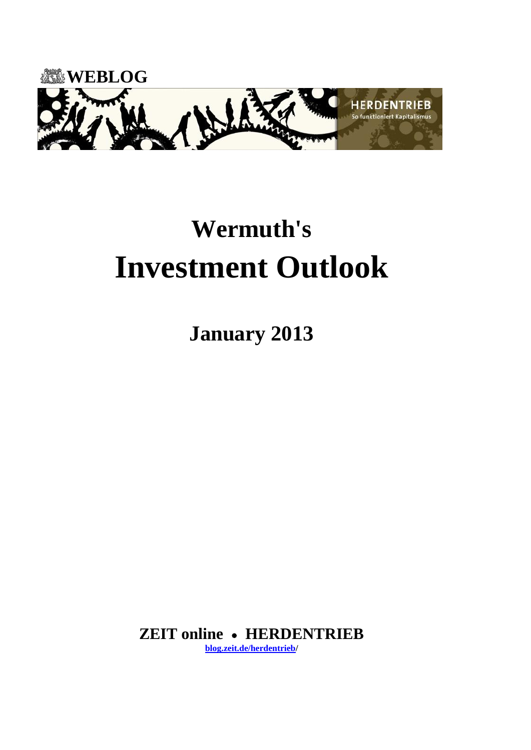**WEBLOG**

HERDENTRIEB
So funktioniert Kapitalismus

# Wermuth's
# Investment Outlook

## January 2013

**ZEIT online • HERDENTRIEB**
**blog.zeit.de/herdentrieb/**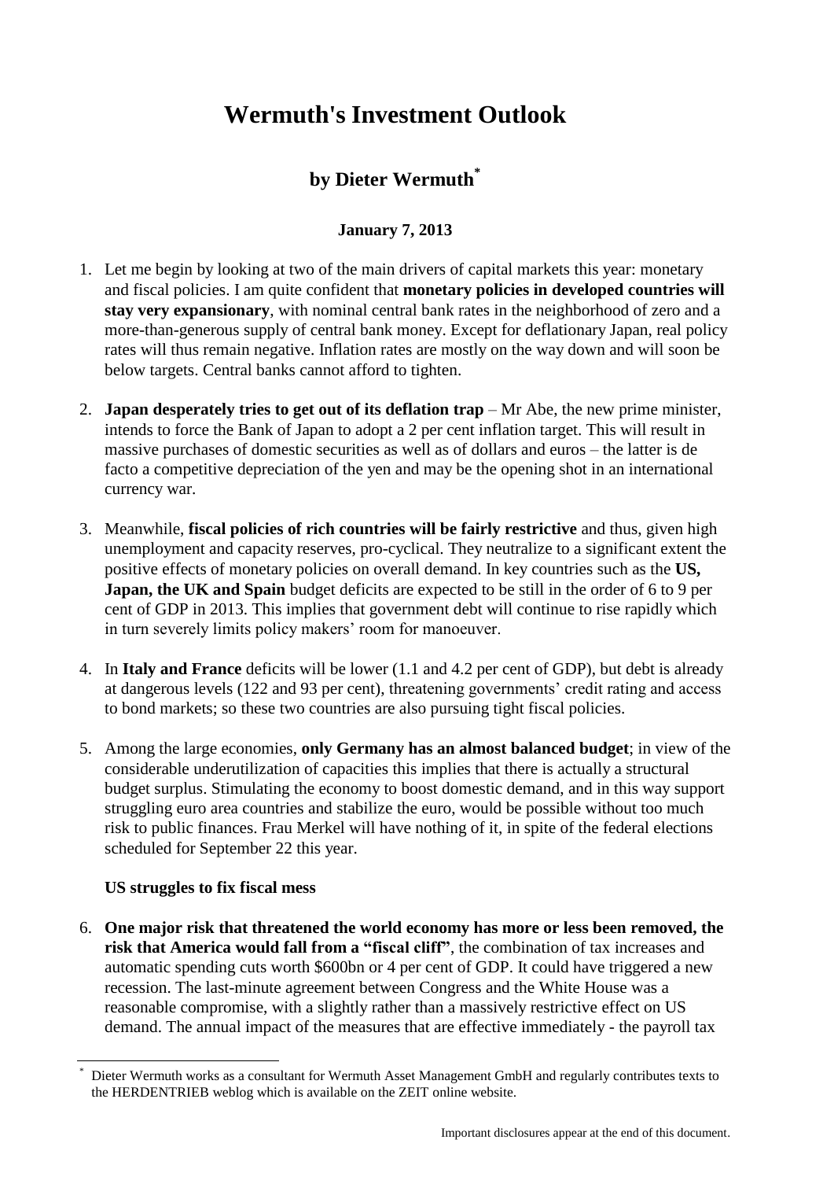# Wermuth's Investment Outlook

## by Dieter Wermuth[*]

**January 7, 2013**

1. Let me begin by looking at two of the main drivers of capital markets this year: monetary and fiscal policies. I am quite confident that **monetary policies in developed countries will stay very expansionary**, with nominal central bank rates in the neighborhood of zero and a more-than-generous supply of central bank money. Except for deflationary Japan, real policy rates will thus remain negative. Inflation rates are mostly on the way down and will soon be below targets. Central banks cannot afford to tighten.

2. **Japan desperately tries to get out of its deflation trap** – Mr Abe, the new prime minister, intends to force the Bank of Japan to adopt a 2 per cent inflation target. This will result in massive purchases of domestic securities as well as of dollars and euros – the latter is de facto a competitive depreciation of the yen and may be the opening shot in an international currency war.

3. Meanwhile, **fiscal policies of rich countries will be fairly restrictive** and thus, given high unemployment and capacity reserves, pro-cyclical. They neutralize to a significant extent the positive effects of monetary policies on overall demand. In key countries such as the **US, Japan, the UK and Spain** budget deficits are expected to be still in the order of 6 to 9 per cent of GDP in 2013. This implies that government debt will continue to rise rapidly which in turn severely limits policy makers' room for manoeuver.

4. In **Italy and France** deficits will be lower (1.1 and 4.2 per cent of GDP), but debt is already at dangerous levels (122 and 93 per cent), threatening governments' credit rating and access to bond markets; so these two countries are also pursuing tight fiscal policies.

5. Among the large economies, **only Germany has an almost balanced budget**; in view of the considerable underutilization of capacities this implies that there is actually a structural budget surplus. Stimulating the economy to boost domestic demand, and in this way support struggling euro area countries and stabilize the euro, would be possible without too much risk to public finances. Frau Merkel will have nothing of it, in spite of the federal elections scheduled for September 22 this year.

**US struggles to fix fiscal mess**

6. **One major risk that threatened the world economy has more or less been removed, the risk that America would fall from a "fiscal cliff"**, the combination of tax increases and automatic spending cuts worth \$600bn or 4 per cent of GDP. It could have triggered a new recession. The last-minute agreement between Congress and the White House was a reasonable compromise, with a slightly rather than a massively restrictive effect on US demand. The annual impact of the measures that are effective immediately - the payroll tax

[*] Dieter Wermuth works as a consultant for Wermuth Asset Management GmbH and regularly contributes texts to the HERDENTRIEB weblog which is available on the ZEIT online website.

Important disclosures appear at the end of this document.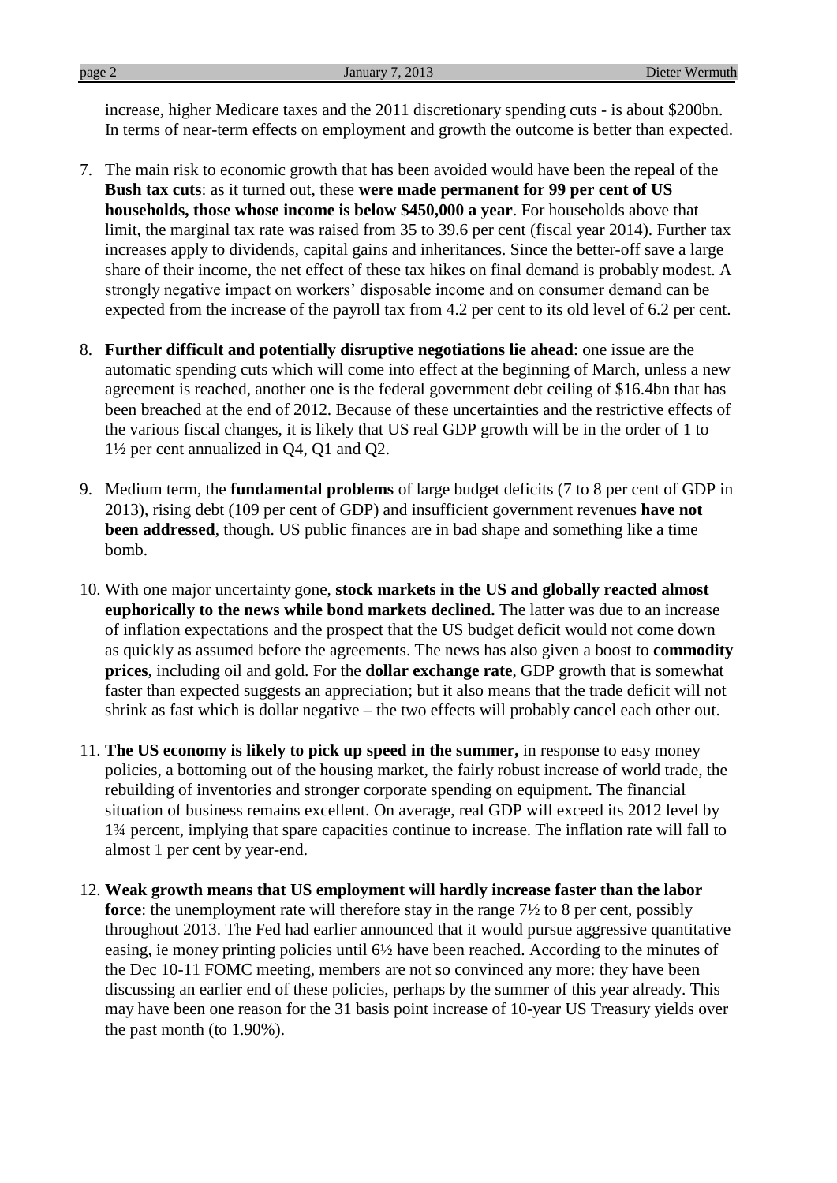increase, higher Medicare taxes and the 2011 discretionary spending cuts - is about \$200bn. In terms of near-term effects on employment and growth the outcome is better than expected.

7. The main risk to economic growth that has been avoided would have been the repeal of the **Bush tax cuts**: as it turned out, these **were made permanent for 99 per cent of US households, those whose income is below \$450,000 a year**. For households above that limit, the marginal tax rate was raised from 35 to 39.6 per cent (fiscal year 2014). Further tax increases apply to dividends, capital gains and inheritances. Since the better-off save a large share of their income, the net effect of these tax hikes on final demand is probably modest. A strongly negative impact on workers' disposable income and on consumer demand can be expected from the increase of the payroll tax from 4.2 per cent to its old level of 6.2 per cent.

8. **Further difficult and potentially disruptive negotiations lie ahead**: one issue are the automatic spending cuts which will come into effect at the beginning of March, unless a new agreement is reached, another one is the federal government debt ceiling of \$16.4bn that has been breached at the end of 2012. Because of these uncertainties and the restrictive effects of the various fiscal changes, it is likely that US real GDP growth will be in the order of 1 to 1½ per cent annualized in Q4, Q1 and Q2.

9. Medium term, the **fundamental problems** of large budget deficits (7 to 8 per cent of GDP in 2013), rising debt (109 per cent of GDP) and insufficient government revenues **have not been addressed**, though. US public finances are in bad shape and something like a time bomb.

10. With one major uncertainty gone, **stock markets in the US and globally reacted almost euphorically to the news while bond markets declined.** The latter was due to an increase of inflation expectations and the prospect that the US budget deficit would not come down as quickly as assumed before the agreements. The news has also given a boost to **commodity prices**, including oil and gold. For the **dollar exchange rate**, GDP growth that is somewhat faster than expected suggests an appreciation; but it also means that the trade deficit will not shrink as fast which is dollar negative – the two effects will probably cancel each other out.

11. **The US economy is likely to pick up speed in the summer,** in response to easy money policies, a bottoming out of the housing market, the fairly robust increase of world trade, the rebuilding of inventories and stronger corporate spending on equipment. The financial situation of business remains excellent. On average, real GDP will exceed its 2012 level by 1¾ percent, implying that spare capacities continue to increase. The inflation rate will fall to almost 1 per cent by year-end.

12. **Weak growth means that US employment will hardly increase faster than the labor force**: the unemployment rate will therefore stay in the range 7½ to 8 per cent, possibly throughout 2013. The Fed had earlier announced that it would pursue aggressive quantitative easing, ie money printing policies until 6½ have been reached. According to the minutes of the Dec 10-11 FOMC meeting, members are not so convinced any more: they have been discussing an earlier end of these policies, perhaps by the summer of this year already. This may have been one reason for the 31 basis point increase of 10-year US Treasury yields over the past month (to 1.90%).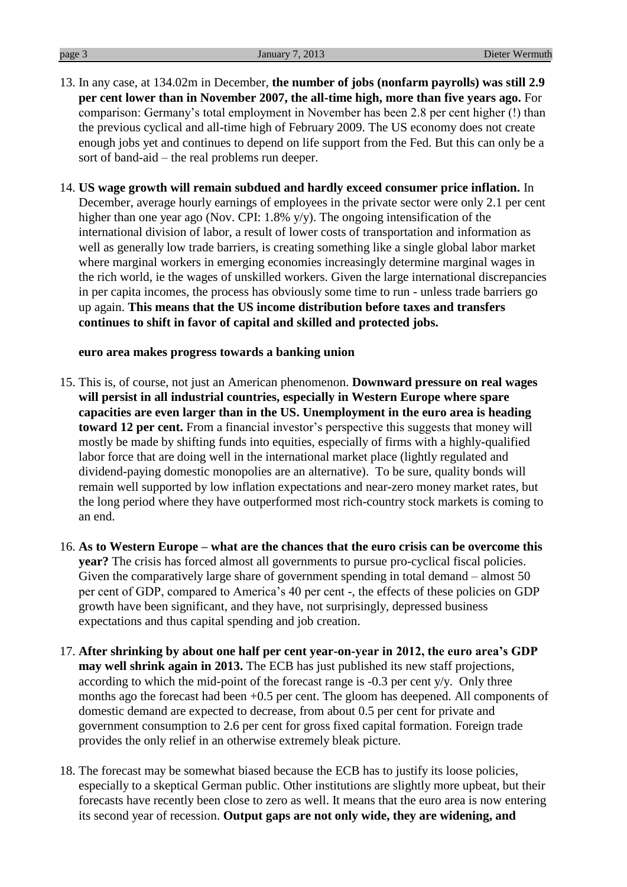13. In any case, at 134.02m in December, **the number of jobs (nonfarm payrolls) was still 2.9 per cent lower than in November 2007, the all-time high, more than five years ago.** For comparison: Germany's total employment in November has been 2.8 per cent higher (!) than the previous cyclical and all-time high of February 2009. The US economy does not create enough jobs yet and continues to depend on life support from the Fed. But this can only be a sort of band-aid – the real problems run deeper.

14. **US wage growth will remain subdued and hardly exceed consumer price inflation.** In December, average hourly earnings of employees in the private sector were only 2.1 per cent higher than one year ago (Nov. CPI: 1.8% y/y). The ongoing intensification of the international division of labor, a result of lower costs of transportation and information as well as generally low trade barriers, is creating something like a single global labor market where marginal workers in emerging economies increasingly determine marginal wages in the rich world, ie the wages of unskilled workers. Given the large international discrepancies in per capita incomes, the process has obviously some time to run - unless trade barriers go up again. **This means that the US income distribution before taxes and transfers continues to shift in favor of capital and skilled and protected jobs.**

**euro area makes progress towards a banking union**

15. This is, of course, not just an American phenomenon. **Downward pressure on real wages will persist in all industrial countries, especially in Western Europe where spare capacities are even larger than in the US. Unemployment in the euro area is heading toward 12 per cent.** From a financial investor's perspective this suggests that money will mostly be made by shifting funds into equities, especially of firms with a highly-qualified labor force that are doing well in the international market place (lightly regulated and dividend-paying domestic monopolies are an alternative). To be sure, quality bonds will remain well supported by low inflation expectations and near-zero money market rates, but the long period where they have outperformed most rich-country stock markets is coming to an end.

16. **As to Western Europe – what are the chances that the euro crisis can be overcome this year?** The crisis has forced almost all governments to pursue pro-cyclical fiscal policies. Given the comparatively large share of government spending in total demand – almost 50 per cent of GDP, compared to America's 40 per cent -, the effects of these policies on GDP growth have been significant, and they have, not surprisingly, depressed business expectations and thus capital spending and job creation.

17. **After shrinking by about one half per cent year-on-year in 2012, the euro area's GDP may well shrink again in 2013.** The ECB has just published its new staff projections, according to which the mid-point of the forecast range is -0.3 per cent y/y. Only three months ago the forecast had been +0.5 per cent. The gloom has deepened. All components of domestic demand are expected to decrease, from about 0.5 per cent for private and government consumption to 2.6 per cent for gross fixed capital formation. Foreign trade provides the only relief in an otherwise extremely bleak picture.

18. The forecast may be somewhat biased because the ECB has to justify its loose policies, especially to a skeptical German public. Other institutions are slightly more upbeat, but their forecasts have recently been close to zero as well. It means that the euro area is now entering its second year of recession. **Output gaps are not only wide, they are widening, and**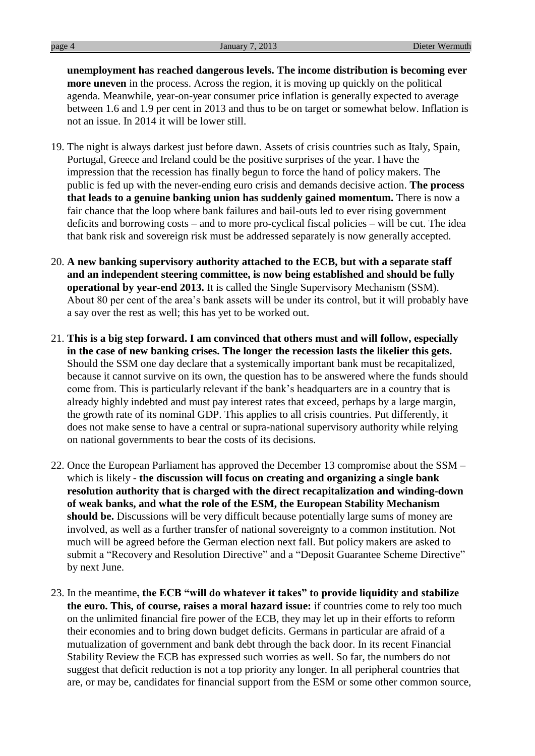**unemployment has reached dangerous levels. The income distribution is becoming ever more uneven** in the process. Across the region, it is moving up quickly on the political agenda. Meanwhile, year-on-year consumer price inflation is generally expected to average between 1.6 and 1.9 per cent in 2013 and thus to be on target or somewhat below. Inflation is not an issue. In 2014 it will be lower still.

19. The night is always darkest just before dawn. Assets of crisis countries such as Italy, Spain, Portugal, Greece and Ireland could be the positive surprises of the year. I have the impression that the recession has finally begun to force the hand of policy makers. The public is fed up with the never-ending euro crisis and demands decisive action. **The process that leads to a genuine banking union has suddenly gained momentum.** There is now a fair chance that the loop where bank failures and bail-outs led to ever rising government deficits and borrowing costs – and to more pro-cyclical fiscal policies – will be cut. The idea that bank risk and sovereign risk must be addressed separately is now generally accepted.

20. **A new banking supervisory authority attached to the ECB, but with a separate staff and an independent steering committee, is now being established and should be fully operational by year-end 2013.** It is called the Single Supervisory Mechanism (SSM). About 80 per cent of the area's bank assets will be under its control, but it will probably have a say over the rest as well; this has yet to be worked out.

21. **This is a big step forward. I am convinced that others must and will follow, especially in the case of new banking crises. The longer the recession lasts the likelier this gets.** Should the SSM one day declare that a systemically important bank must be recapitalized, because it cannot survive on its own, the question has to be answered where the funds should come from. This is particularly relevant if the bank's headquarters are in a country that is already highly indebted and must pay interest rates that exceed, perhaps by a large margin, the growth rate of its nominal GDP. This applies to all crisis countries. Put differently, it does not make sense to have a central or supra-national supervisory authority while relying on national governments to bear the costs of its decisions.

22. Once the European Parliament has approved the December 13 compromise about the SSM – which is likely - **the discussion will focus on creating and organizing a single bank resolution authority that is charged with the direct recapitalization and winding-down of weak banks, and what the role of the ESM, the European Stability Mechanism should be.** Discussions will be very difficult because potentially large sums of money are involved, as well as a further transfer of national sovereignty to a common institution. Not much will be agreed before the German election next fall. But policy makers are asked to submit a "Recovery and Resolution Directive" and a "Deposit Guarantee Scheme Directive" by next June.

23. In the meantime**, the ECB "will do whatever it takes" to provide liquidity and stabilize the euro. This, of course, raises a moral hazard issue:** if countries come to rely too much on the unlimited financial fire power of the ECB, they may let up in their efforts to reform their economies and to bring down budget deficits. Germans in particular are afraid of a mutualization of government and bank debt through the back door. In its recent Financial Stability Review the ECB has expressed such worries as well. So far, the numbers do not suggest that deficit reduction is not a top priority any longer. In all peripheral countries that are, or may be, candidates for financial support from the ESM or some other common source,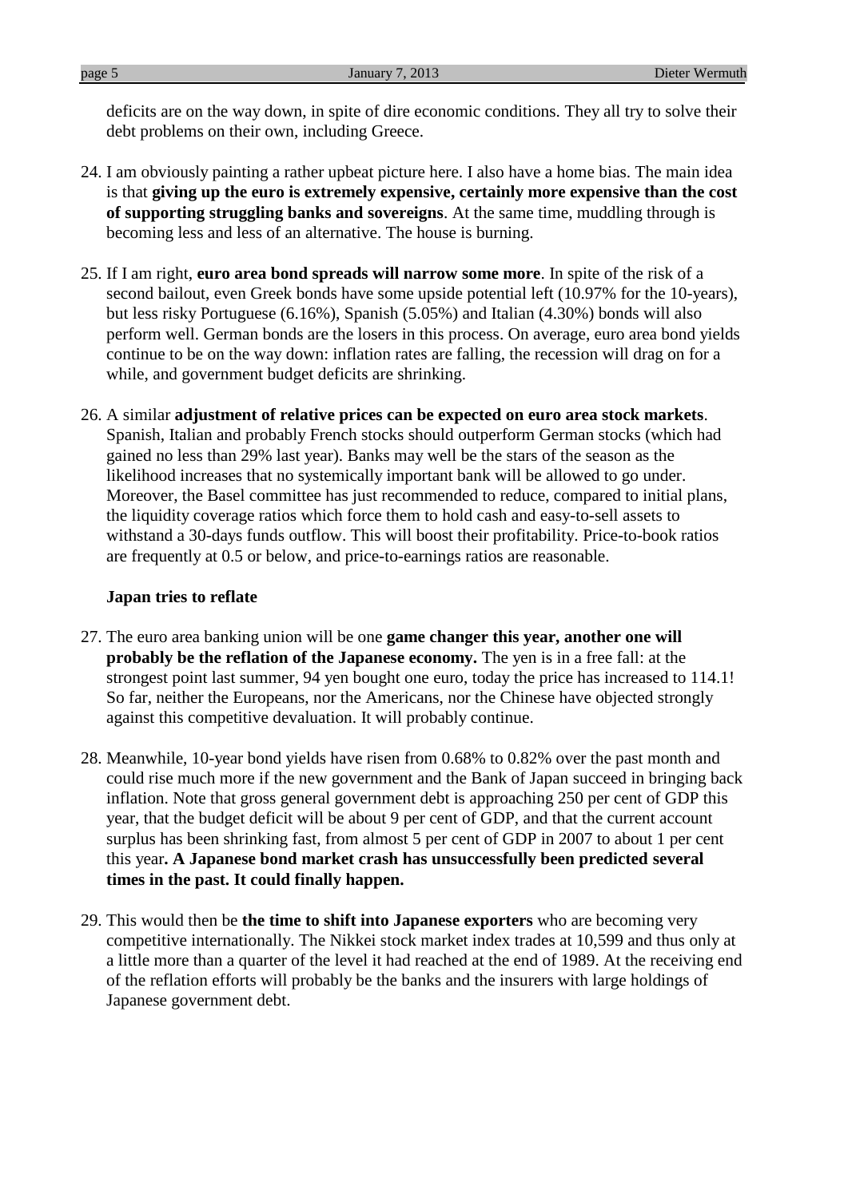deficits are on the way down, in spite of dire economic conditions. They all try to solve their debt problems on their own, including Greece.

24. I am obviously painting a rather upbeat picture here. I also have a home bias. The main idea is that **giving up the euro is extremely expensive, certainly more expensive than the cost of supporting struggling banks and sovereigns**. At the same time, muddling through is becoming less and less of an alternative. The house is burning.

25. If I am right, **euro area bond spreads will narrow some more**. In spite of the risk of a second bailout, even Greek bonds have some upside potential left (10.97% for the 10-years), but less risky Portuguese (6.16%), Spanish (5.05%) and Italian (4.30%) bonds will also perform well. German bonds are the losers in this process. On average, euro area bond yields continue to be on the way down: inflation rates are falling, the recession will drag on for a while, and government budget deficits are shrinking.

26. A similar **adjustment of relative prices can be expected on euro area stock markets**. Spanish, Italian and probably French stocks should outperform German stocks (which had gained no less than 29% last year). Banks may well be the stars of the season as the likelihood increases that no systemically important bank will be allowed to go under. Moreover, the Basel committee has just recommended to reduce, compared to initial plans, the liquidity coverage ratios which force them to hold cash and easy-to-sell assets to withstand a 30-days funds outflow. This will boost their profitability. Price-to-book ratios are frequently at 0.5 or below, and price-to-earnings ratios are reasonable.

**Japan tries to reflate**

27. The euro area banking union will be one **game changer this year, another one will probably be the reflation of the Japanese economy.** The yen is in a free fall: at the strongest point last summer, 94 yen bought one euro, today the price has increased to 114.1! So far, neither the Europeans, nor the Americans, nor the Chinese have objected strongly against this competitive devaluation. It will probably continue.

28. Meanwhile, 10-year bond yields have risen from 0.68% to 0.82% over the past month and could rise much more if the new government and the Bank of Japan succeed in bringing back inflation. Note that gross general government debt is approaching 250 per cent of GDP this year, that the budget deficit will be about 9 per cent of GDP, and that the current account surplus has been shrinking fast, from almost 5 per cent of GDP in 2007 to about 1 per cent this year**. A Japanese bond market crash has unsuccessfully been predicted several times in the past. It could finally happen.**

29. This would then be **the time to shift into Japanese exporters** who are becoming very competitive internationally. The Nikkei stock market index trades at 10,599 and thus only at a little more than a quarter of the level it had reached at the end of 1989. At the receiving end of the reflation efforts will probably be the banks and the insurers with large holdings of Japanese government debt.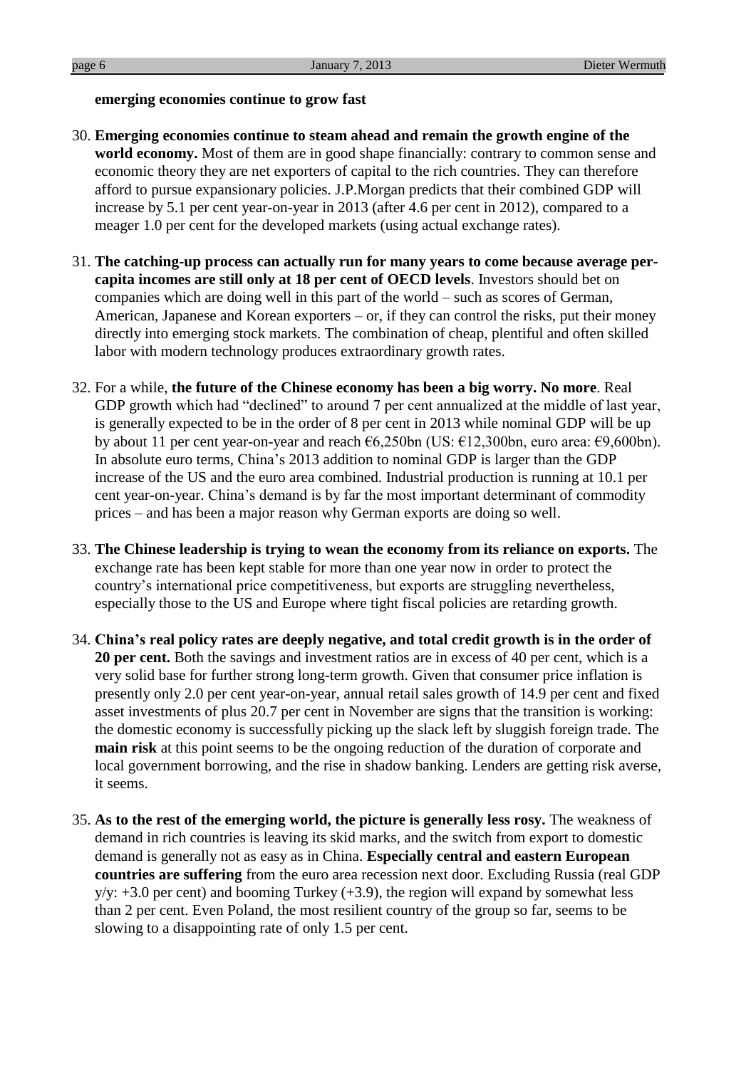**emerging economies continue to grow fast**

30. **Emerging economies continue to steam ahead and remain the growth engine of the world economy.** Most of them are in good shape financially: contrary to common sense and economic theory they are net exporters of capital to the rich countries. They can therefore afford to pursue expansionary policies. J.P.Morgan predicts that their combined GDP will increase by 5.1 per cent year-on-year in 2013 (after 4.6 per cent in 2012), compared to a meager 1.0 per cent for the developed markets (using actual exchange rates).

31. **The catching-up process can actually run for many years to come because average per-capita incomes are still only at 18 per cent of OECD levels**. Investors should bet on companies which are doing well in this part of the world – such as scores of German, American, Japanese and Korean exporters – or, if they can control the risks, put their money directly into emerging stock markets. The combination of cheap, plentiful and often skilled labor with modern technology produces extraordinary growth rates.

32. For a while, **the future of the Chinese economy has been a big worry. No more**. Real GDP growth which had "declined" to around 7 per cent annualized at the middle of last year, is generally expected to be in the order of 8 per cent in 2013 while nominal GDP will be up by about 11 per cent year-on-year and reach €6,250bn (US: €12,300bn, euro area: €9,600bn). In absolute euro terms, China's 2013 addition to nominal GDP is larger than the GDP increase of the US and the euro area combined. Industrial production is running at 10.1 per cent year-on-year. China's demand is by far the most important determinant of commodity prices – and has been a major reason why German exports are doing so well.

33. **The Chinese leadership is trying to wean the economy from its reliance on exports.** The exchange rate has been kept stable for more than one year now in order to protect the country's international price competitiveness, but exports are struggling nevertheless, especially those to the US and Europe where tight fiscal policies are retarding growth.

34. **China's real policy rates are deeply negative, and total credit growth is in the order of 20 per cent.** Both the savings and investment ratios are in excess of 40 per cent, which is a very solid base for further strong long-term growth. Given that consumer price inflation is presently only 2.0 per cent year-on-year, annual retail sales growth of 14.9 per cent and fixed asset investments of plus 20.7 per cent in November are signs that the transition is working: the domestic economy is successfully picking up the slack left by sluggish foreign trade. The **main risk** at this point seems to be the ongoing reduction of the duration of corporate and local government borrowing, and the rise in shadow banking. Lenders are getting risk averse, it seems.

35. **As to the rest of the emerging world, the picture is generally less rosy.** The weakness of demand in rich countries is leaving its skid marks, and the switch from export to domestic demand is generally not as easy as in China. **Especially central and eastern European countries are suffering** from the euro area recession next door. Excluding Russia (real GDP y/y: +3.0 per cent) and booming Turkey (+3.9), the region will expand by somewhat less than 2 per cent. Even Poland, the most resilient country of the group so far, seems to be slowing to a disappointing rate of only 1.5 per cent.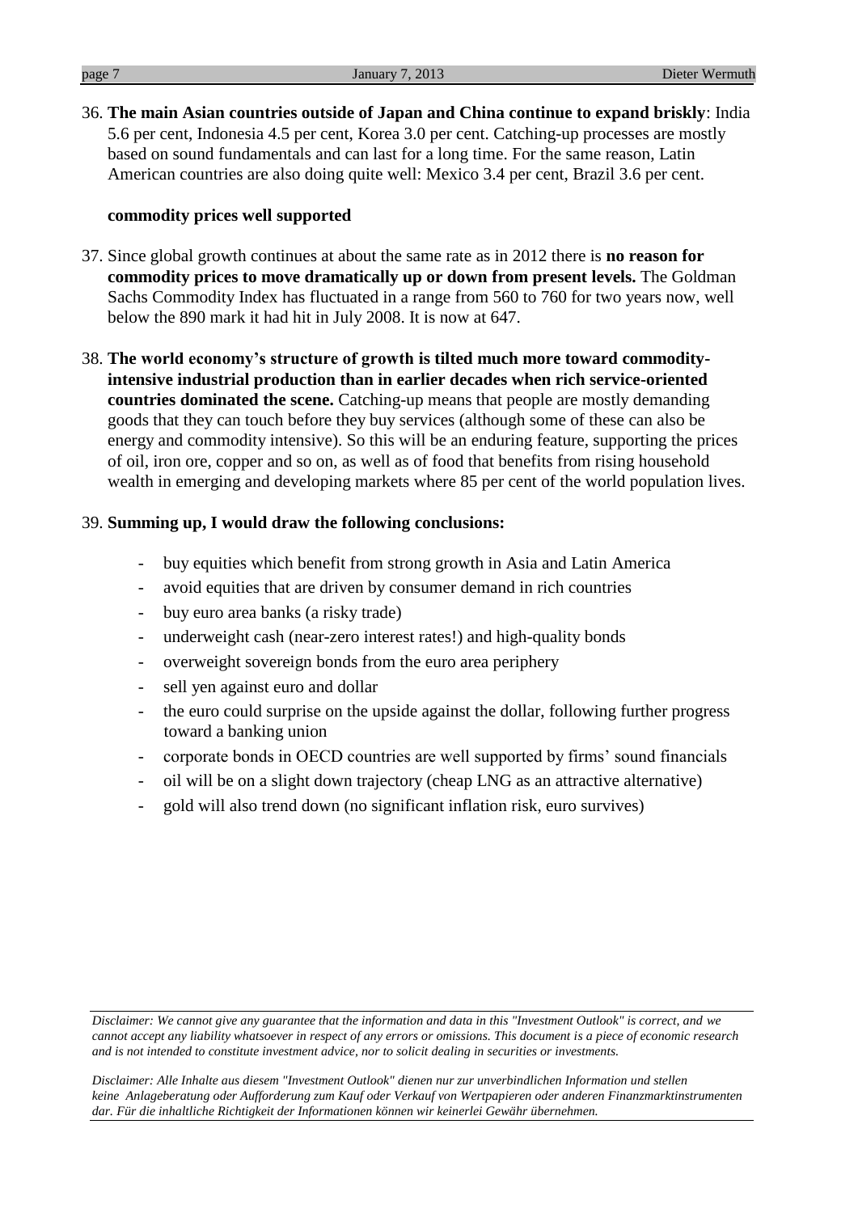36. **The main Asian countries outside of Japan and China continue to expand briskly**: India 5.6 per cent, Indonesia 4.5 per cent, Korea 3.0 per cent. Catching-up processes are mostly based on sound fundamentals and can last for a long time. For the same reason, Latin American countries are also doing quite well: Mexico 3.4 per cent, Brazil 3.6 per cent.

**commodity prices well supported**

37. Since global growth continues at about the same rate as in 2012 there is **no reason for commodity prices to move dramatically up or down from present levels.** The Goldman Sachs Commodity Index has fluctuated in a range from 560 to 760 for two years now, well below the 890 mark it had hit in July 2008. It is now at 647.

38. **The world economy's structure of growth is tilted much more toward commodity-intensive industrial production than in earlier decades when rich service-oriented countries dominated the scene.** Catching-up means that people are mostly demanding goods that they can touch before they buy services (although some of these can also be energy and commodity intensive). So this will be an enduring feature, supporting the prices of oil, iron ore, copper and so on, as well as of food that benefits from rising household wealth in emerging and developing markets where 85 per cent of the world population lives.

39. **Summing up, I would draw the following conclusions:**

    - buy equities which benefit from strong growth in Asia and Latin America
    - avoid equities that are driven by consumer demand in rich countries
    - buy euro area banks (a risky trade)
    - underweight cash (near-zero interest rates!) and high-quality bonds
    - overweight sovereign bonds from the euro area periphery
    - sell yen against euro and dollar
    - the euro could surprise on the upside against the dollar, following further progress toward a banking union
    - corporate bonds in OECD countries are well supported by firms' sound financials
    - oil will be on a slight down trajectory (cheap LNG as an attractive alternative)
    - gold will also trend down (no significant inflation risk, euro survives)

*Disclaimer: We cannot give any guarantee that the information and data in this "Investment Outlook" is correct, and we cannot accept any liability whatsoever in respect of any errors or omissions. This document is a piece of economic research and is not intended to constitute investment advice, nor to solicit dealing in securities or investments.*

*Disclaimer: Alle Inhalte aus diesem "Investment Outlook" dienen nur zur unverbindlichen Information und stellen keine Anlageberatung oder Aufforderung zum Kauf oder Verkauf von Wertpapieren oder anderen Finanzmarktinstrumenten dar. Für die inhaltliche Richtigkeit der Informationen können wir keinerlei Gewähr übernehmen.*